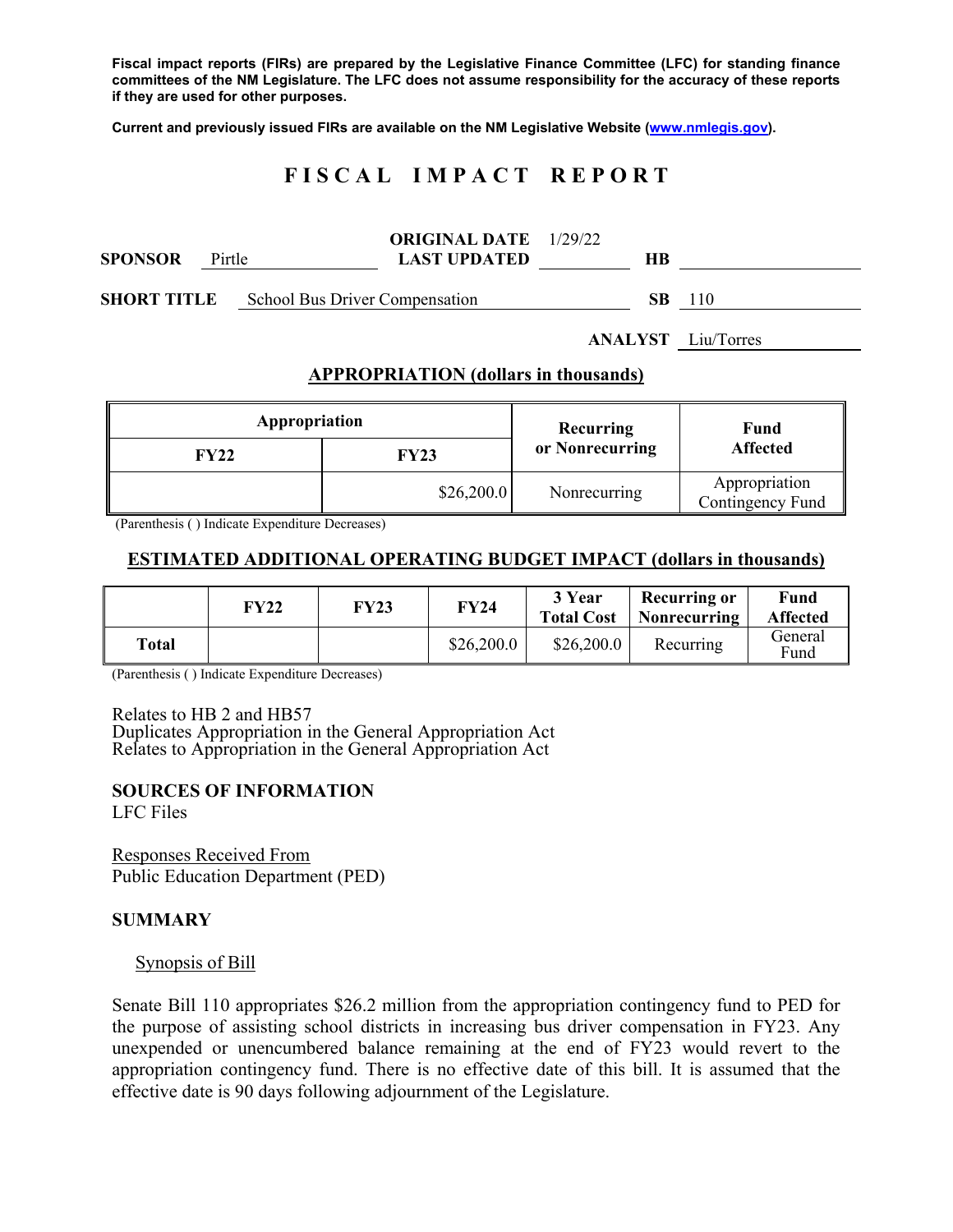**Fiscal impact reports (FIRs) are prepared by the Legislative Finance Committee (LFC) for standing finance committees of the NM Legislature. The LFC does not assume responsibility for the accuracy of these reports if they are used for other purposes.**

**Current and previously issued FIRs are available on the NM Legislative Website (www.nmlegis.gov).**

# FISCAL IMPACT REPORT

**SPONSOR** Pirtle

**ORIGINAL DATE** 1/29/22
**LAST UPDATED**

**HB**

**SHORT TITLE** School Bus Driver Compensation

**SB** 110

**ANALYST** Liu/Torres

## APPROPRIATION (dollars in thousands)

| Appropriation | | Recurring or Nonrecurring | Fund Affected |
|---|---|---|---|
| **FY22** | **FY23** | | |
| | $26,200.0 | Nonrecurring | Appropriation Contingency Fund |

(Parenthesis ( ) Indicate Expenditure Decreases)

## ESTIMATED ADDITIONAL OPERATING BUDGET IMPACT (dollars in thousands)

| | FY22 | FY23 | FY24 | 3 Year Total Cost | Recurring or Nonrecurring | Fund Affected |
|---|---|---|---|---|---|---|
| **Total** | | | $26,200.0 | $26,200.0 | Recurring | General Fund |

(Parenthesis ( ) Indicate Expenditure Decreases)

Relates to HB 2 and HB57
Duplicates Appropriation in the General Appropriation Act
Relates to Appropriation in the General Appropriation Act

### SOURCES OF INFORMATION

LFC Files

Responses Received From
Public Education Department (PED)

### SUMMARY

Synopsis of Bill

Senate Bill 110 appropriates $26.2 million from the appropriation contingency fund to PED for the purpose of assisting school districts in increasing bus driver compensation in FY23. Any unexpended or unencumbered balance remaining at the end of FY23 would revert to the appropriation contingency fund. There is no effective date of this bill. It is assumed that the effective date is 90 days following adjournment of the Legislature.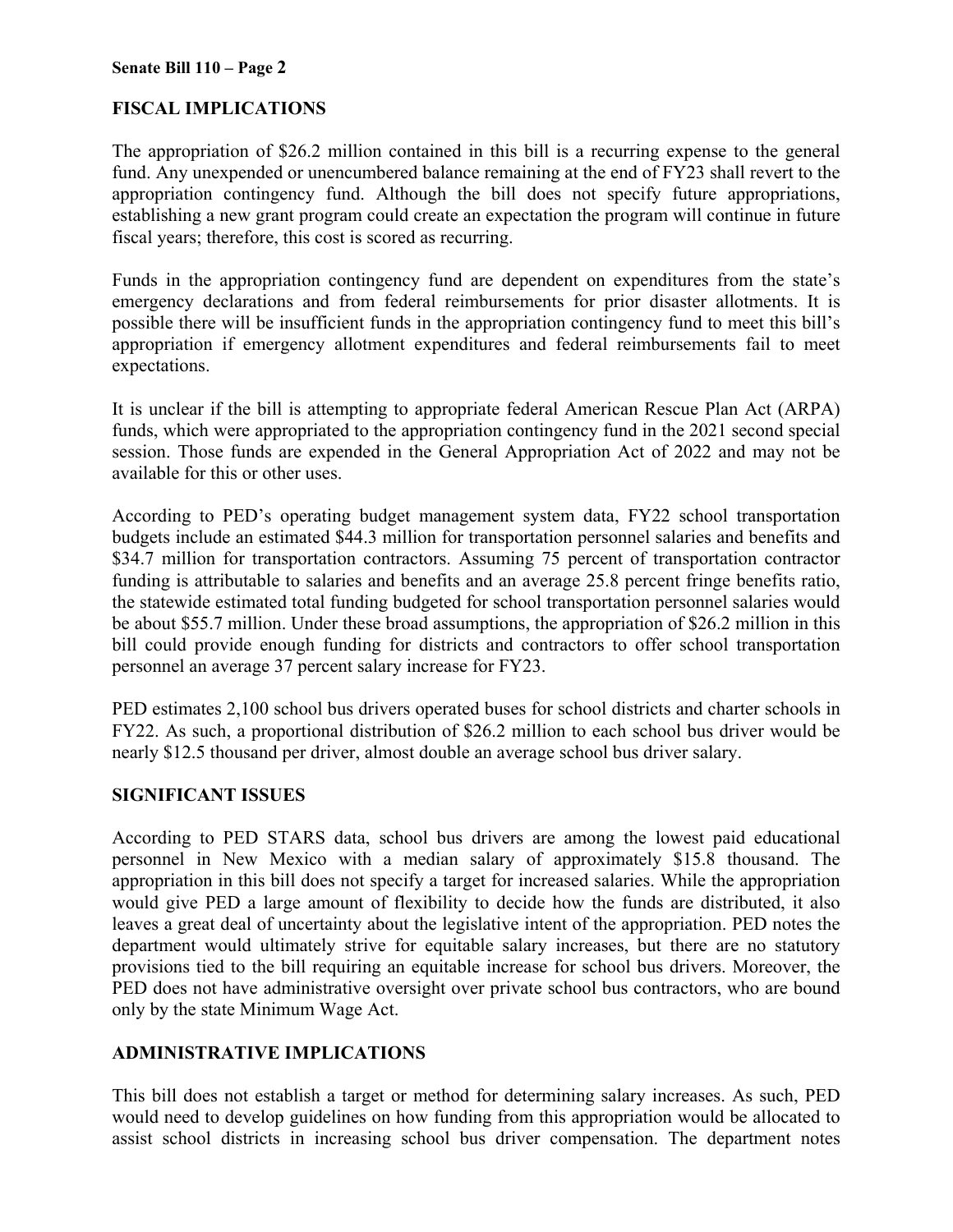## FISCAL IMPLICATIONS

The appropriation of $26.2 million contained in this bill is a recurring expense to the general fund. Any unexpended or unencumbered balance remaining at the end of FY23 shall revert to the appropriation contingency fund. Although the bill does not specify future appropriations, establishing a new grant program could create an expectation the program will continue in future fiscal years; therefore, this cost is scored as recurring.

Funds in the appropriation contingency fund are dependent on expenditures from the state's emergency declarations and from federal reimbursements for prior disaster allotments. It is possible there will be insufficient funds in the appropriation contingency fund to meet this bill's appropriation if emergency allotment expenditures and federal reimbursements fail to meet expectations.

It is unclear if the bill is attempting to appropriate federal American Rescue Plan Act (ARPA) funds, which were appropriated to the appropriation contingency fund in the 2021 second special session. Those funds are expended in the General Appropriation Act of 2022 and may not be available for this or other uses.

According to PED's operating budget management system data, FY22 school transportation budgets include an estimated $44.3 million for transportation personnel salaries and benefits and $34.7 million for transportation contractors. Assuming 75 percent of transportation contractor funding is attributable to salaries and benefits and an average 25.8 percent fringe benefits ratio, the statewide estimated total funding budgeted for school transportation personnel salaries would be about $55.7 million. Under these broad assumptions, the appropriation of $26.2 million in this bill could provide enough funding for districts and contractors to offer school transportation personnel an average 37 percent salary increase for FY23.

PED estimates 2,100 school bus drivers operated buses for school districts and charter schools in FY22. As such, a proportional distribution of $26.2 million to each school bus driver would be nearly $12.5 thousand per driver, almost double an average school bus driver salary.

## SIGNIFICANT ISSUES

According to PED STARS data, school bus drivers are among the lowest paid educational personnel in New Mexico with a median salary of approximately $15.8 thousand. The appropriation in this bill does not specify a target for increased salaries. While the appropriation would give PED a large amount of flexibility to decide how the funds are distributed, it also leaves a great deal of uncertainty about the legislative intent of the appropriation. PED notes the department would ultimately strive for equitable salary increases, but there are no statutory provisions tied to the bill requiring an equitable increase for school bus drivers. Moreover, the PED does not have administrative oversight over private school bus contractors, who are bound only by the state Minimum Wage Act.

## ADMINISTRATIVE IMPLICATIONS

This bill does not establish a target or method for determining salary increases. As such, PED would need to develop guidelines on how funding from this appropriation would be allocated to assist school districts in increasing school bus driver compensation. The department notes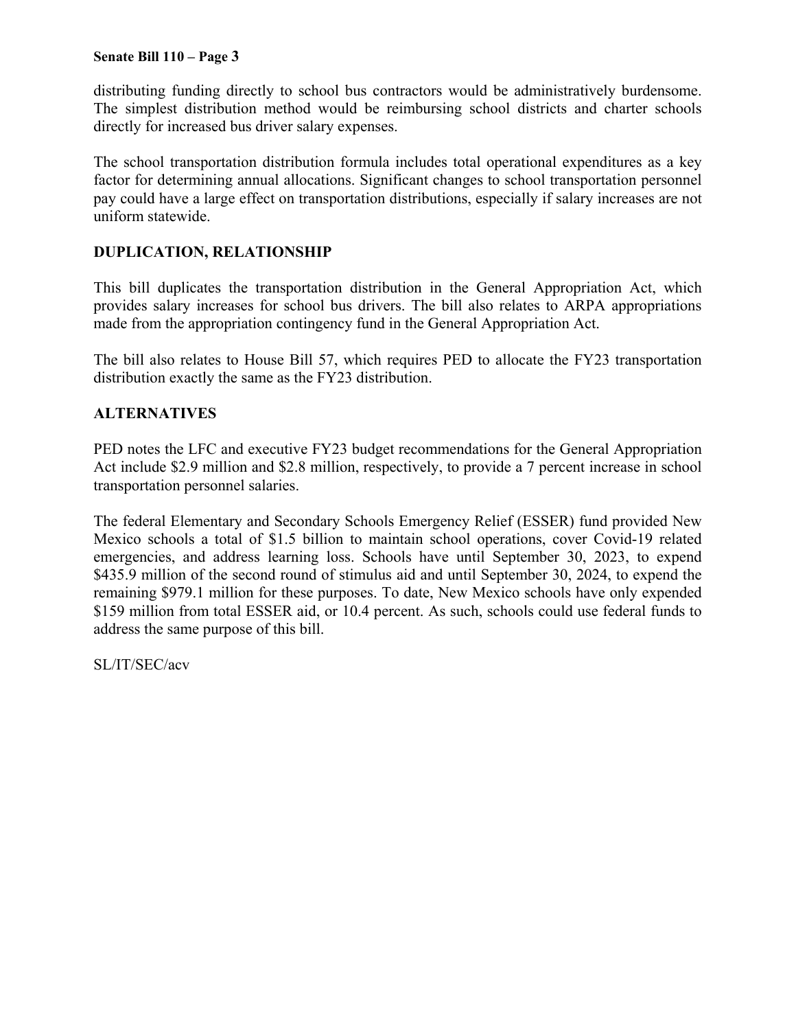distributing funding directly to school bus contractors would be administratively burdensome. The simplest distribution method would be reimbursing school districts and charter schools directly for increased bus driver salary expenses.

The school transportation distribution formula includes total operational expenditures as a key factor for determining annual allocations. Significant changes to school transportation personnel pay could have a large effect on transportation distributions, especially if salary increases are not uniform statewide.

**DUPLICATION, RELATIONSHIP**

This bill duplicates the transportation distribution in the General Appropriation Act, which provides salary increases for school bus drivers. The bill also relates to ARPA appropriations made from the appropriation contingency fund in the General Appropriation Act.

The bill also relates to House Bill 57, which requires PED to allocate the FY23 transportation distribution exactly the same as the FY23 distribution.

**ALTERNATIVES**

PED notes the LFC and executive FY23 budget recommendations for the General Appropriation Act include $2.9 million and $2.8 million, respectively, to provide a 7 percent increase in school transportation personnel salaries.

The federal Elementary and Secondary Schools Emergency Relief (ESSER) fund provided New Mexico schools a total of $1.5 billion to maintain school operations, cover Covid-19 related emergencies, and address learning loss. Schools have until September 30, 2023, to expend $435.9 million of the second round of stimulus aid and until September 30, 2024, to expend the remaining $979.1 million for these purposes. To date, New Mexico schools have only expended $159 million from total ESSER aid, or 10.4 percent. As such, schools could use federal funds to address the same purpose of this bill.

SL/IT/SEC/acv